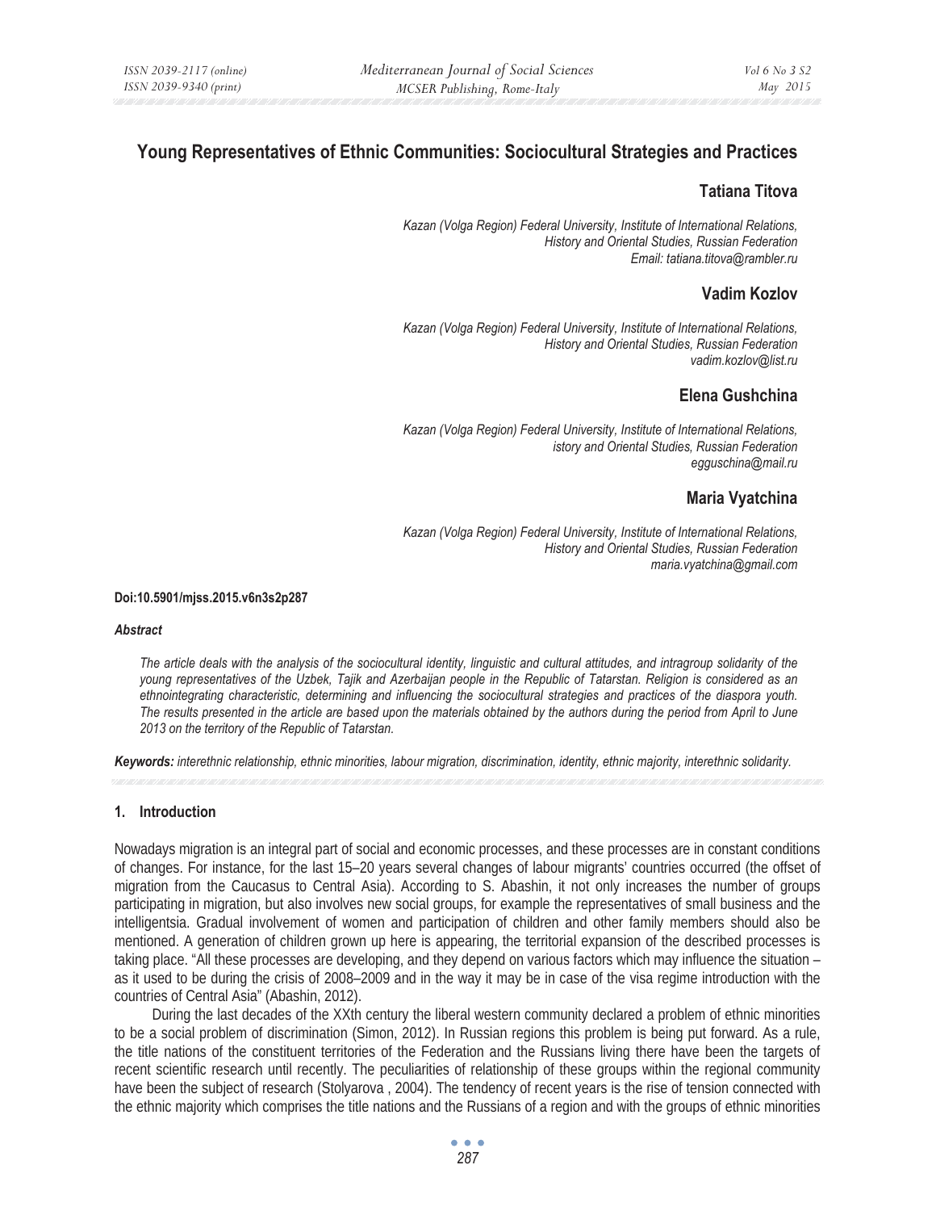# Young Representatives of Ethnic Communities: Sociocultural Strategies and Practices

## Tatiana Titova

*Kazan (Volga Region) Federal University, Institute of International Relations, History and Oriental Studies, Russian Federation*
*Email: tatiana.titova@rambler.ru*

## Vadim Kozlov

*Kazan (Volga Region) Federal University, Institute of International Relations, History and Oriental Studies, Russian Federation*
*vadim.kozlov@list.ru*

## Elena Gushchina

*Kazan (Volga Region) Federal University, Institute of International Relations, istory and Oriental Studies, Russian Federation*
*egguschina@mail.ru*

## Maria Vyatchina

*Kazan (Volga Region) Federal University, Institute of International Relations, History and Oriental Studies, Russian Federation*
*maria.vyatchina@gmail.com*

**Doi:10.5901/mjss.2015.v6n3s2p287**

***Abstract***

*The article deals with the analysis of the sociocultural identity, linguistic and cultural attitudes, and intragroup solidarity of the young representatives of the Uzbek, Tajik and Azerbaijan people in the Republic of Tatarstan. Religion is considered as an ethnointegrating characteristic, determining and influencing the sociocultural strategies and practices of the diaspora youth. The results presented in the article are based upon the materials obtained by the authors during the period from April to June 2013 on the territory of the Republic of Tatarstan.*

***Keywords:*** *interethnic relationship, ethnic minorities, labour migration, discrimination, identity, ethnic majority, interethnic solidarity.*

### 1. Introduction

Nowadays migration is an integral part of social and economic processes, and these processes are in constant conditions of changes. For instance, for the last 15–20 years several changes of labour migrants' countries occurred (the offset of migration from the Caucasus to Central Asia). According to S. Abashin, it not only increases the number of groups participating in migration, but also involves new social groups, for example the representatives of small business and the intelligentsia. Gradual involvement of women and participation of children and other family members should also be mentioned. A generation of children grown up here is appearing, the territorial expansion of the described processes is taking place. "All these processes are developing, and they depend on various factors which may influence the situation – as it used to be during the crisis of 2008–2009 and in the way it may be in case of the visa regime introduction with the countries of Central Asia" (Abashin, 2012).

During the last decades of the XXth century the liberal western community declared a problem of ethnic minorities to be a social problem of discrimination (Simon, 2012). In Russian regions this problem is being put forward. As a rule, the title nations of the constituent territories of the Federation and the Russians living there have been the targets of recent scientific research until recently. The peculiarities of relationship of these groups within the regional community have been the subject of research (Stolyarova , 2004). The tendency of recent years is the rise of tension connected with the ethnic majority which comprises the title nations and the Russians of a region and with the groups of ethnic minorities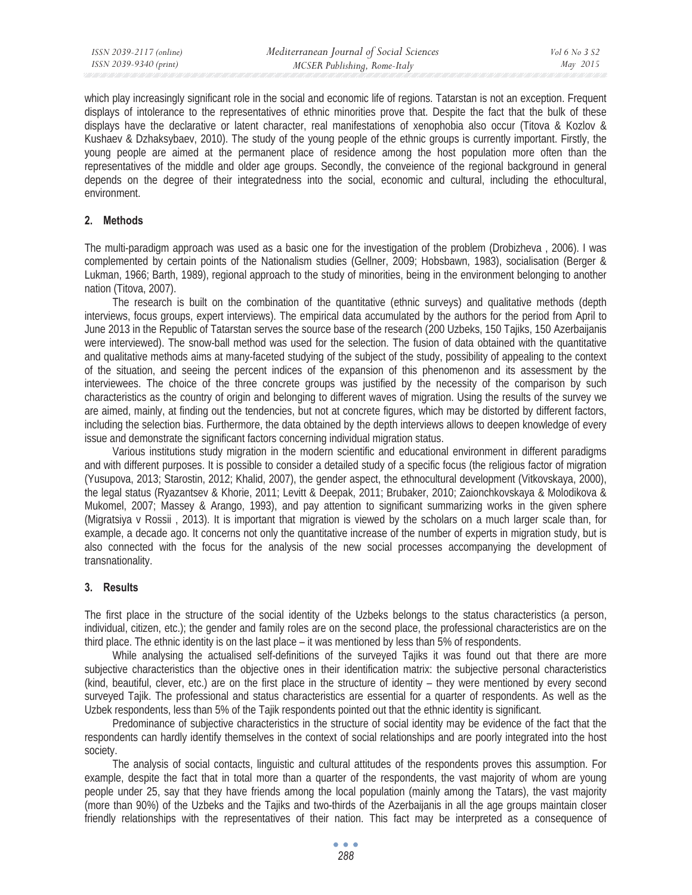which play increasingly significant role in the social and economic life of regions. Tatarstan is not an exception. Frequent displays of intolerance to the representatives of ethnic minorities prove that. Despite the fact that the bulk of these displays have the declarative or latent character, real manifestations of xenophobia also occur (Titova & Kozlov & Kushaev & Dzhaksybaev, 2010). The study of the young people of the ethnic groups is currently important. Firstly, the young people are aimed at the permanent place of residence among the host population more often than the representatives of the middle and older age groups. Secondly, the conveience of the regional background in general depends on the degree of their integratedness into the social, economic and cultural, including the ethocultural, environment.

## 2. Methods

The multi-paradigm approach was used as a basic one for the investigation of the problem (Drobizheva , 2006). I was complemented by certain points of the Nationalism studies (Gellner, 2009; Hobsbawn, 1983), socialisation (Berger & Lukman, 1966; Barth, 1989), regional approach to the study of minorities, being in the environment belonging to another nation (Titova, 2007).

The research is built on the combination of the quantitative (ethnic surveys) and qualitative methods (depth interviews, focus groups, expert interviews). The empirical data accumulated by the authors for the period from April to June 2013 in the Republic of Tatarstan serves the source base of the research (200 Uzbeks, 150 Tajiks, 150 Azerbaijanis were interviewed). The snow-ball method was used for the selection. The fusion of data obtained with the quantitative and qualitative methods aims at many-faceted studying of the subject of the study, possibility of appealing to the context of the situation, and seeing the percent indices of the expansion of this phenomenon and its assessment by the interviewees. The choice of the three concrete groups was justified by the necessity of the comparison by such characteristics as the country of origin and belonging to different waves of migration. Using the results of the survey we are aimed, mainly, at finding out the tendencies, but not at concrete figures, which may be distorted by different factors, including the selection bias. Furthermore, the data obtained by the depth interviews allows to deepen knowledge of every issue and demonstrate the significant factors concerning individual migration status.

Various institutions study migration in the modern scientific and educational environment in different paradigms and with different purposes. It is possible to consider a detailed study of a specific focus (the religious factor of migration (Yusupova, 2013; Starostin, 2012; Khalid, 2007), the gender aspect, the ethnocultural development (Vitkovskaya, 2000), the legal status (Ryazantsev & Khorie, 2011; Levitt & Deepak, 2011; Brubaker, 2010; Zaionchkovskaya & Molodikova & Mukomel, 2007; Massey & Arango, 1993), and pay attention to significant summarizing works in the given sphere (Migratsiya v Rossii , 2013). It is important that migration is viewed by the scholars on a much larger scale than, for example, a decade ago. It concerns not only the quantitative increase of the number of experts in migration study, but is also connected with the focus for the analysis of the new social processes accompanying the development of transnationality.

## 3. Results

The first place in the structure of the social identity of the Uzbeks belongs to the status characteristics (a person, individual, citizen, etc.); the gender and family roles are on the second place, the professional characteristics are on the third place. The ethnic identity is on the last place – it was mentioned by less than 5% of respondents.

While analysing the actualised self-definitions of the surveyed Tajiks it was found out that there are more subjective characteristics than the objective ones in their identification matrix: the subjective personal characteristics (kind, beautiful, clever, etc.) are on the first place in the structure of identity – they were mentioned by every second surveyed Tajik. The professional and status characteristics are essential for a quarter of respondents. As well as the Uzbek respondents, less than 5% of the Tajik respondents pointed out that the ethnic identity is significant.

Predominance of subjective characteristics in the structure of social identity may be evidence of the fact that the respondents can hardly identify themselves in the context of social relationships and are poorly integrated into the host society.

The analysis of social contacts, linguistic and cultural attitudes of the respondents proves this assumption. For example, despite the fact that in total more than a quarter of the respondents, the vast majority of whom are young people under 25, say that they have friends among the local population (mainly among the Tatars), the vast majority (more than 90%) of the Uzbeks and the Tajiks and two-thirds of the Azerbaijanis in all the age groups maintain closer friendly relationships with the representatives of their nation. This fact may be interpreted as a consequence of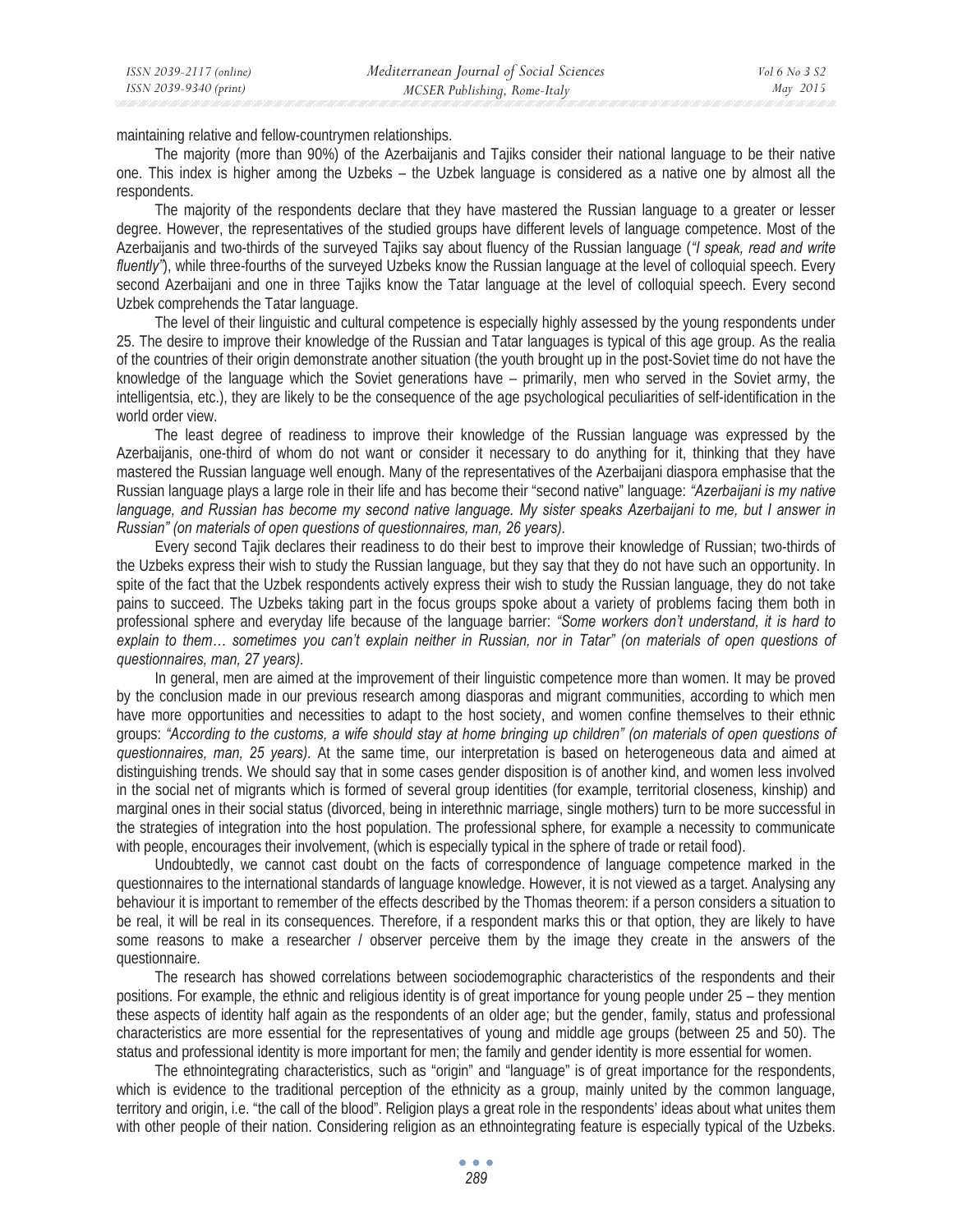maintaining relative and fellow-countrymen relationships.

The majority (more than 90%) of the Azerbaijanis and Tajiks consider their national language to be their native one. This index is higher among the Uzbeks – the Uzbek language is considered as a native one by almost all the respondents.

The majority of the respondents declare that they have mastered the Russian language to a greater or lesser degree. However, the representatives of the studied groups have different levels of language competence. Most of the Azerbaijanis and two-thirds of the surveyed Tajiks say about fluency of the Russian language (*"I speak, read and write fluently"*), while three-fourths of the surveyed Uzbeks know the Russian language at the level of colloquial speech. Every second Azerbaijani and one in three Tajiks know the Tatar language at the level of colloquial speech. Every second Uzbek comprehends the Tatar language.

The level of their linguistic and cultural competence is especially highly assessed by the young respondents under 25. The desire to improve their knowledge of the Russian and Tatar languages is typical of this age group. As the realia of the countries of their origin demonstrate another situation (the youth brought up in the post-Soviet time do not have the knowledge of the language which the Soviet generations have – primarily, men who served in the Soviet army, the intelligentsia, etc.), they are likely to be the consequence of the age psychological peculiarities of self-identification in the world order view.

The least degree of readiness to improve their knowledge of the Russian language was expressed by the Azerbaijanis, one-third of whom do not want or consider it necessary to do anything for it, thinking that they have mastered the Russian language well enough. Many of the representatives of the Azerbaijani diaspora emphasise that the Russian language plays a large role in their life and has become their "second native" language: *"Azerbaijani is my native language, and Russian has become my second native language. My sister speaks Azerbaijani to me, but I answer in Russian" (on materials of open questions of questionnaires, man, 26 years).*

Every second Tajik declares their readiness to do their best to improve their knowledge of Russian; two-thirds of the Uzbeks express their wish to study the Russian language, but they say that they do not have such an opportunity. In spite of the fact that the Uzbek respondents actively express their wish to study the Russian language, they do not take pains to succeed. The Uzbeks taking part in the focus groups spoke about a variety of problems facing them both in professional sphere and everyday life because of the language barrier: *"Some workers don't understand, it is hard to explain to them… sometimes you can't explain neither in Russian, nor in Tatar" (on materials of open questions of questionnaires, man, 27 years).*

In general, men are aimed at the improvement of their linguistic competence more than women. It may be proved by the conclusion made in our previous research among diasporas and migrant communities, according to which men have more opportunities and necessities to adapt to the host society, and women confine themselves to their ethnic groups: *"According to the customs, a wife should stay at home bringing up children" (on materials of open questions of questionnaires, man, 25 years).* At the same time, our interpretation is based on heterogeneous data and aimed at distinguishing trends. We should say that in some cases gender disposition is of another kind, and women less involved in the social net of migrants which is formed of several group identities (for example, territorial closeness, kinship) and marginal ones in their social status (divorced, being in interethnic marriage, single mothers) turn to be more successful in the strategies of integration into the host population. The professional sphere, for example a necessity to communicate with people, encourages their involvement, (which is especially typical in the sphere of trade or retail food).

Undoubtedly, we cannot cast doubt on the facts of correspondence of language competence marked in the questionnaires to the international standards of language knowledge. However, it is not viewed as a target. Analysing any behaviour it is important to remember of the effects described by the Thomas theorem: if a person considers a situation to be real, it will be real in its consequences. Therefore, if a respondent marks this or that option, they are likely to have some reasons to make a researcher / observer perceive them by the image they create in the answers of the questionnaire.

The research has showed correlations between sociodemographic characteristics of the respondents and their positions. For example, the ethnic and religious identity is of great importance for young people under 25 – they mention these aspects of identity half again as the respondents of an older age; but the gender, family, status and professional characteristics are more essential for the representatives of young and middle age groups (between 25 and 50). The status and professional identity is more important for men; the family and gender identity is more essential for women.

The ethnointegrating characteristics, such as "origin" and "language" is of great importance for the respondents, which is evidence to the traditional perception of the ethnicity as a group, mainly united by the common language, territory and origin, i.e. "the call of the blood". Religion plays a great role in the respondents' ideas about what unites them with other people of their nation. Considering religion as an ethnointegrating feature is especially typical of the Uzbeks.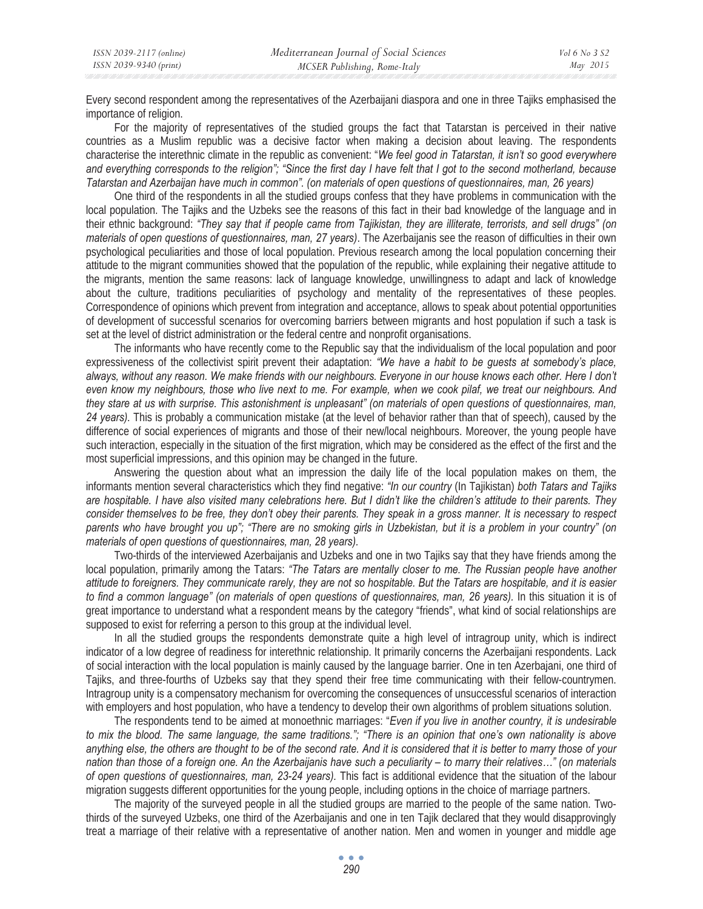Every second respondent among the representatives of the Azerbaijani diaspora and one in three Tajiks emphasised the importance of religion.

For the majority of representatives of the studied groups the fact that Tatarstan is perceived in their native countries as a Muslim republic was a decisive factor when making a decision about leaving. The respondents characterise the interethnic climate in the republic as convenient: "*We feel good in Tatarstan, it isn't so good everywhere and everything corresponds to the religion"; "Since the first day I have felt that I got to the second motherland, because Tatarstan and Azerbaijan have much in common". (on materials of open questions of questionnaires, man, 26 years)*

One third of the respondents in all the studied groups confess that they have problems in communication with the local population. The Tajiks and the Uzbeks see the reasons of this fact in their bad knowledge of the language and in their ethnic background: *"They say that if people came from Tajikistan, they are illiterate, terrorists, and sell drugs" (on materials of open questions of questionnaires, man, 27 years)*. The Azerbaijanis see the reason of difficulties in their own psychological peculiarities and those of local population. Previous research among the local population concerning their attitude to the migrant communities showed that the population of the republic, while explaining their negative attitude to the migrants, mention the same reasons: lack of language knowledge, unwillingness to adapt and lack of knowledge about the culture, traditions peculiarities of psychology and mentality of the representatives of these peoples. Correspondence of opinions which prevent from integration and acceptance, allows to speak about potential opportunities of development of successful scenarios for overcoming barriers between migrants and host population if such a task is set at the level of district administration or the federal centre and nonprofit organisations.

The informants who have recently come to the Republic say that the individualism of the local population and poor expressiveness of the collectivist spirit prevent their adaptation: *"We have a habit to be guests at somebody's place, always, without any reason. We make friends with our neighbours. Everyone in our house knows each other. Here I don't even know my neighbours, those who live next to me. For example, when we cook pilaf, we treat our neighbours. And they stare at us with surprise. This astonishment is unpleasant" (on materials of open questions of questionnaires, man, 24 years).* This is probably a communication mistake (at the level of behavior rather than that of speech), caused by the difference of social experiences of migrants and those of their new/local neighbours. Moreover, the young people have such interaction, especially in the situation of the first migration, which may be considered as the effect of the first and the most superficial impressions, and this opinion may be changed in the future.

Answering the question about what an impression the daily life of the local population makes on them, the informants mention several characteristics which they find negative: *"In our country* (In Tajikistan) *both Tatars and Tajiks are hospitable. I have also visited many celebrations here. But I didn't like the children's attitude to their parents. They consider themselves to be free, they don't obey their parents. They speak in a gross manner. It is necessary to respect parents who have brought you up"; "There are no smoking girls in Uzbekistan, but it is a problem in your country" (on materials of open questions of questionnaires, man, 28 years).*

Two-thirds of the interviewed Azerbaijanis and Uzbeks and one in two Tajiks say that they have friends among the local population, primarily among the Tatars: *"The Tatars are mentally closer to me. The Russian people have another attitude to foreigners. They communicate rarely, they are not so hospitable. But the Tatars are hospitable, and it is easier to find a common language" (on materials of open questions of questionnaires, man, 26 years).* In this situation it is of great importance to understand what a respondent means by the category "friends", what kind of social relationships are supposed to exist for referring a person to this group at the individual level.

In all the studied groups the respondents demonstrate quite a high level of intragroup unity, which is indirect indicator of a low degree of readiness for interethnic relationship. It primarily concerns the Azerbaijani respondents. Lack of social interaction with the local population is mainly caused by the language barrier. One in ten Azerbajani, one third of Tajiks, and three-fourths of Uzbeks say that they spend their free time communicating with their fellow-countrymen. Intragroup unity is a compensatory mechanism for overcoming the consequences of unsuccessful scenarios of interaction with employers and host population, who have a tendency to develop their own algorithms of problem situations solution.

The respondents tend to be aimed at monoethnic marriages: "*Even if you live in another country, it is undesirable to mix the blood. The same language, the same traditions."; "There is an opinion that one's own nationality is above anything else, the others are thought to be of the second rate. And it is considered that it is better to marry those of your nation than those of a foreign one. An the Azerbaijanis have such a peculiarity – to marry their relatives…" (on materials of open questions of questionnaires, man, 23-24 years).* This fact is additional evidence that the situation of the labour migration suggests different opportunities for the young people, including options in the choice of marriage partners.

The majority of the surveyed people in all the studied groups are married to the people of the same nation. Two-thirds of the surveyed Uzbeks, one third of the Azerbaijanis and one in ten Tajik declared that they would disapprovingly treat a marriage of their relative with a representative of another nation. Men and women in younger and middle age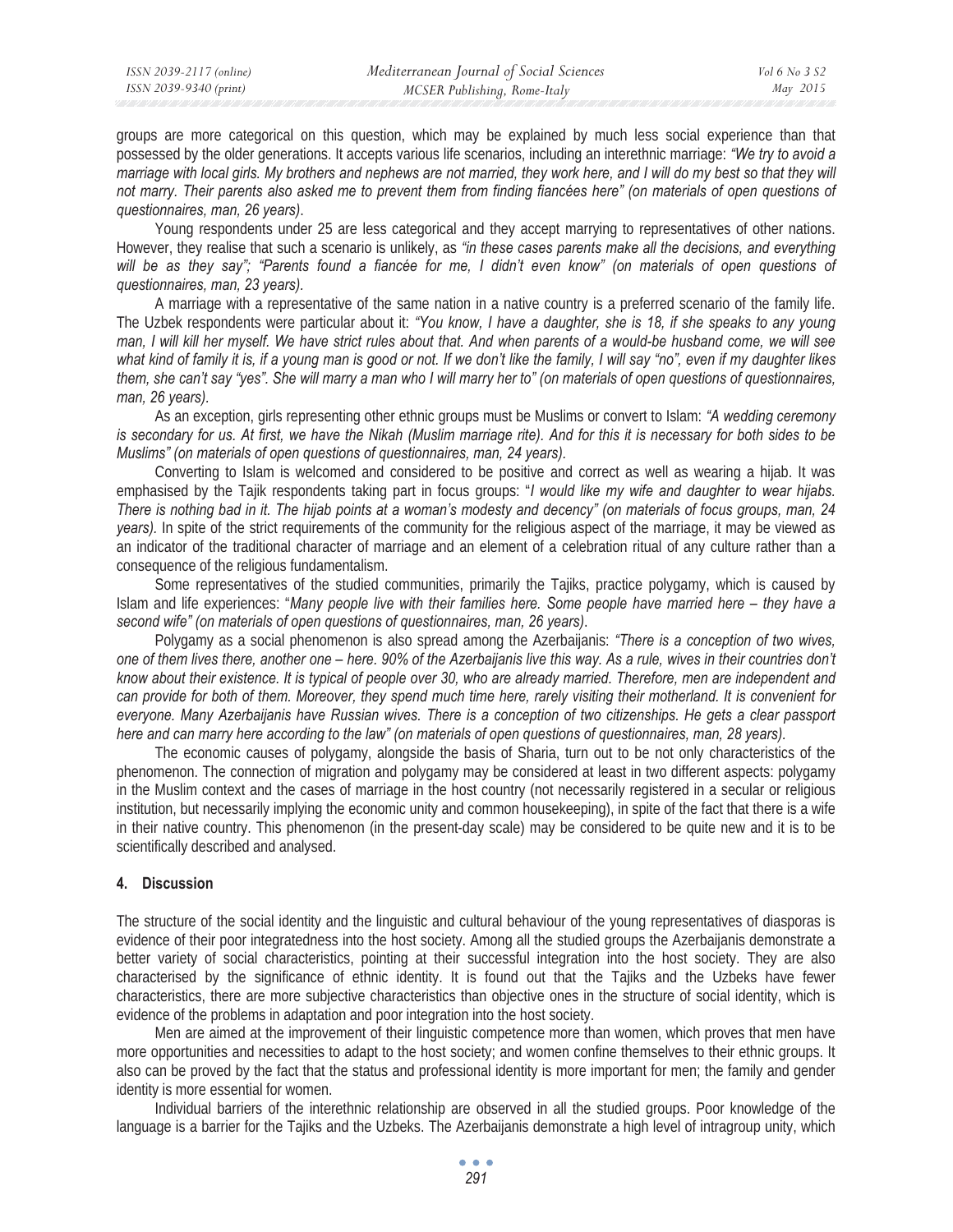groups are more categorical on this question, which may be explained by much less social experience than that possessed by the older generations. It accepts various life scenarios, including an interethnic marriage: *"We try to avoid a marriage with local girls. My brothers and nephews are not married, they work here, and I will do my best so that they will not marry. Their parents also asked me to prevent them from finding fiancées here" (on materials of open questions of questionnaires, man, 26 years)*.

Young respondents under 25 are less categorical and they accept marrying to representatives of other nations. However, they realise that such a scenario is unlikely, as *"in these cases parents make all the decisions, and everything will be as they say"; "Parents found a fiancée for me, I didn't even know" (on materials of open questions of questionnaires, man, 23 years).*

A marriage with a representative of the same nation in a native country is a preferred scenario of the family life. The Uzbek respondents were particular about it: *"You know, I have a daughter, she is 18, if she speaks to any young man, I will kill her myself. We have strict rules about that. And when parents of a would-be husband come, we will see what kind of family it is, if a young man is good or not. If we don't like the family, I will say "no", even if my daughter likes them, she can't say "yes". She will marry a man who I will marry her to" (on materials of open questions of questionnaires, man, 26 years).*

As an exception, girls representing other ethnic groups must be Muslims or convert to Islam: *"A wedding ceremony is secondary for us. At first, we have the Nikah (Muslim marriage rite). And for this it is necessary for both sides to be Muslims" (on materials of open questions of questionnaires, man, 24 years).*

Converting to Islam is welcomed and considered to be positive and correct as well as wearing a hijab. It was emphasised by the Tajik respondents taking part in focus groups: "*I would like my wife and daughter to wear hijabs. There is nothing bad in it. The hijab points at a woman's modesty and decency" (on materials of focus groups, man, 24 years).* In spite of the strict requirements of the community for the religious aspect of the marriage, it may be viewed as an indicator of the traditional character of marriage and an element of a celebration ritual of any culture rather than a consequence of the religious fundamentalism.

Some representatives of the studied communities, primarily the Tajiks, practice polygamy, which is caused by Islam and life experiences: "*Many people live with their families here. Some people have married here – they have a second wife" (on materials of open questions of questionnaires, man, 26 years)*.

Polygamy as a social phenomenon is also spread among the Azerbaijanis: *"There is a conception of two wives, one of them lives there, another one – here. 90% of the Azerbaijanis live this way. As a rule, wives in their countries don't know about their existence. It is typical of people over 30, who are already married. Therefore, men are independent and can provide for both of them. Moreover, they spend much time here, rarely visiting their motherland. It is convenient for everyone. Many Azerbaijanis have Russian wives. There is a conception of two citizenships. He gets a clear passport here and can marry here according to the law" (on materials of open questions of questionnaires, man, 28 years).*

The economic causes of polygamy, alongside the basis of Sharia, turn out to be not only characteristics of the phenomenon. The connection of migration and polygamy may be considered at least in two different aspects: polygamy in the Muslim context and the cases of marriage in the host country (not necessarily registered in a secular or religious institution, but necessarily implying the economic unity and common housekeeping), in spite of the fact that there is a wife in their native country. This phenomenon (in the present-day scale) may be considered to be quite new and it is to be scientifically described and analysed.

## 4. Discussion

The structure of the social identity and the linguistic and cultural behaviour of the young representatives of diasporas is evidence of their poor integratedness into the host society. Among all the studied groups the Azerbaijanis demonstrate a better variety of social characteristics, pointing at their successful integration into the host society. They are also characterised by the significance of ethnic identity. It is found out that the Tajiks and the Uzbeks have fewer characteristics, there are more subjective characteristics than objective ones in the structure of social identity, which is evidence of the problems in adaptation and poor integration into the host society.

Men are aimed at the improvement of their linguistic competence more than women, which proves that men have more opportunities and necessities to adapt to the host society; and women confine themselves to their ethnic groups. It also can be proved by the fact that the status and professional identity is more important for men; the family and gender identity is more essential for women.

Individual barriers of the interethnic relationship are observed in all the studied groups. Poor knowledge of the language is a barrier for the Tajiks and the Uzbeks. The Azerbaijanis demonstrate a high level of intragroup unity, which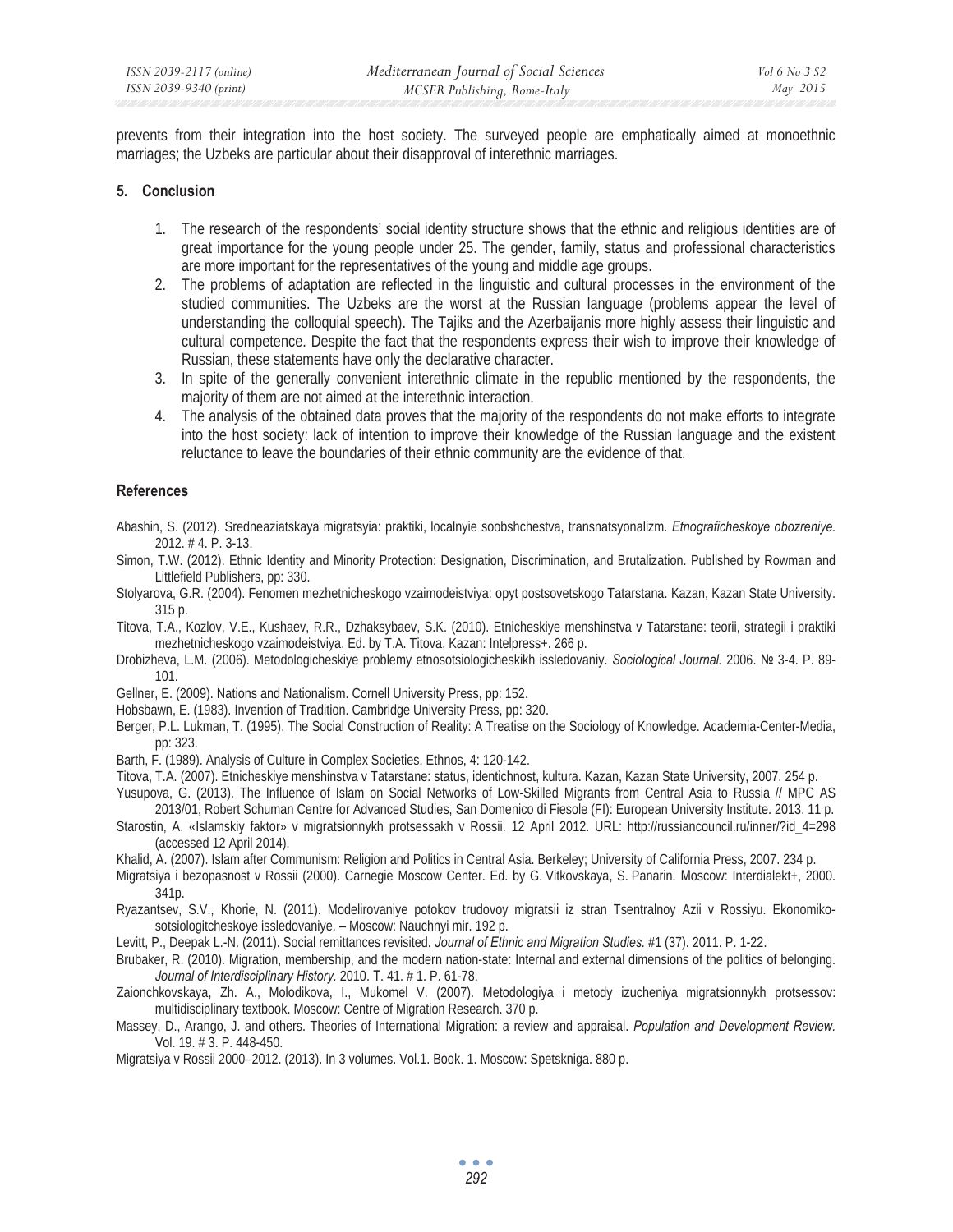prevents from their integration into the host society. The surveyed people are emphatically aimed at monoethnic marriages; the Uzbeks are particular about their disapproval of interethnic marriages.

## 5. Conclusion

1. The research of the respondents' social identity structure shows that the ethnic and religious identities are of great importance for the young people under 25. The gender, family, status and professional characteristics are more important for the representatives of the young and middle age groups.
2. The problems of adaptation are reflected in the linguistic and cultural processes in the environment of the studied communities. The Uzbeks are the worst at the Russian language (problems appear the level of understanding the colloquial speech). The Tajiks and the Azerbaijanis more highly assess their linguistic and cultural competence. Despite the fact that the respondents express their wish to improve their knowledge of Russian, these statements have only the declarative character.
3. In spite of the generally convenient interethnic climate in the republic mentioned by the respondents, the majority of them are not aimed at the interethnic interaction.
4. The analysis of the obtained data proves that the majority of the respondents do not make efforts to integrate into the host society: lack of intention to improve their knowledge of the Russian language and the existent reluctance to leave the boundaries of their ethnic community are the evidence of that.

## References

Abashin, S. (2012). Sredneaziatskaya migratsyia: praktiki, localnyie soobshchestva, transnatsyonalizm. *Etnograficheskoye obozreniye.* 2012. # 4. P. 3-13.

Simon, T.W. (2012). Ethnic Identity and Minority Protection: Designation, Discrimination, and Brutalization. Published by Rowman and Littlefield Publishers, pp: 330.

Stolyarova, G.R. (2004). Fenomen mezhetnicheskogo vzaimodeistviya: opyt postsovetskogo Tatarstana. Kazan, Kazan State University. 315 p.

Titova, T.A., Kozlov, V.E., Kushaev, R.R., Dzhaksybaev, S.K. (2010). Etnicheskiye menshinstva v Tatarstane: teorii, strategii i praktiki mezhetnicheskogo vzaimodeistviya. Ed. by T.A. Titova. Kazan: Intelpress+. 266 p.

Drobizheva, L.M. (2006). Metodologicheskiye problemy etnosotsiologicheskikh issledovaniy. *Sociological Journal.* 2006. № 3-4. P. 89-101.

Gellner, E. (2009). Nations and Nationalism. Cornell University Press, pp: 152.

Hobsbawn, E. (1983). Invention of Tradition. Cambridge University Press, pp: 320.

Berger, P.L. Lukman, T. (1995). The Social Construction of Reality: A Treatise on the Sociology of Knowledge. Academia-Center-Media, pp: 323.

Barth, F. (1989). Analysis of Culture in Complex Societies. Ethnos, 4: 120-142.

Titova, T.A. (2007). Etnicheskiye menshinstva v Tatarstane: status, identichnost, kultura. Kazan, Kazan State University, 2007. 254 p.

Yusupova, G. (2013). The Influence of Islam on Social Networks of Low-Skilled Migrants from Central Asia to Russia // MPC AS 2013/01, Robert Schuman Centre for Advanced Studies, San Domenico di Fiesole (FI): European University Institute. 2013. 11 p.

Starostin, A. «Islamskiy faktor» v migratsionnykh protsessakh v Rossii. 12 April 2012. URL: http://russiancouncil.ru/inner/?id_4=298 (accessed 12 April 2014).

Khalid, A. (2007). Islam after Communism: Religion and Politics in Central Asia. Berkeley; University of California Press, 2007. 234 p.

Migratsiya i bezopasnost v Rossii (2000). Carnegie Moscow Center. Ed. by G. Vitkovskaya, S. Panarin. Moscow: Interdialekt+, 2000. 341p.

Ryazantsev, S.V., Khorie, N. (2011). Modelirovaniye potokov trudovoy migratsii iz stran Tsentralnoy Azii v Rossiyu. Ekonomiko-sotsiologitcheskoye issledovaniye. – Moscow: Nauchnyi mir. 192 p.

Levitt, P., Deepak L.-N. (2011). Social remittances revisited. *Journal of Ethnic and Migration Studies.* #1 (37). 2011. P. 1-22.

Brubaker, R. (2010). Migration, membership, and the modern nation-state: Internal and external dimensions of the politics of belonging. *Journal of Interdisciplinary History.* 2010. T. 41. # 1. P. 61-78.

Zaionchkovskaya, Zh. A., Molodikova, I., Mukomel V. (2007). Metodologiya i metody izucheniya migratsionnykh protsessov: multidisciplinary textbook. Moscow: Centre of Migration Research. 370 p.

Massey, D., Arango, J. and others. Theories of International Migration: a review and appraisal. *Population and Development Review.* Vol. 19. # 3. P. 448-450.

Migratsiya v Rossii 2000–2012. (2013). In 3 volumes. Vol.1. Book. 1. Moscow: Spetskniga. 880 p.